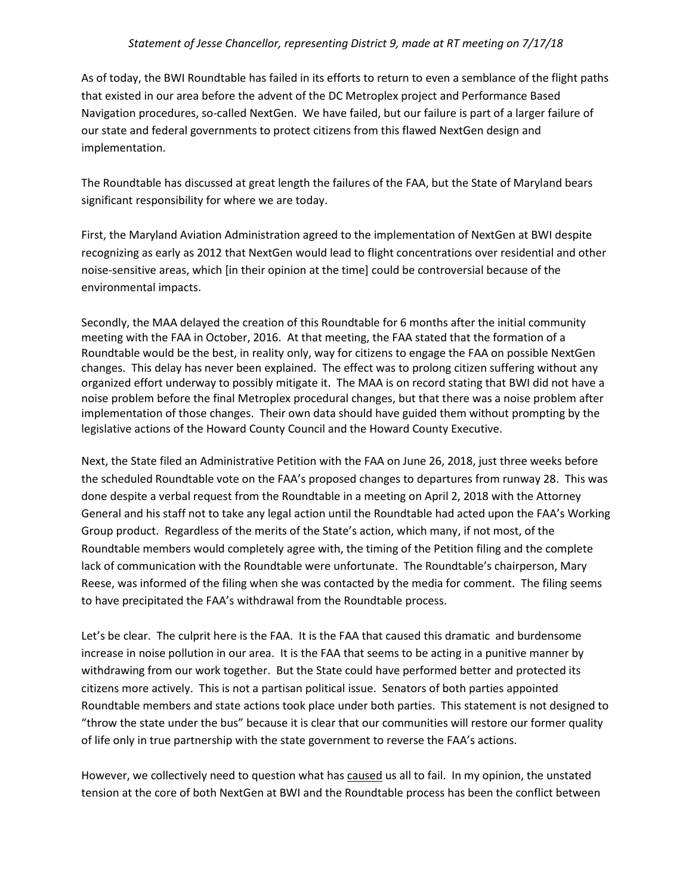*Statement of Jesse Chancellor, representing District 9, made at RT meeting on 7/17/18*

As of today, the BWI Roundtable has failed in its efforts to return to even a semblance of the flight paths that existed in our area before the advent of the DC Metroplex project and Performance Based Navigation procedures, so-called NextGen. We have failed, but our failure is part of a larger failure of our state and federal governments to protect citizens from this flawed NextGen design and implementation.

The Roundtable has discussed at great length the failures of the FAA, but the State of Maryland bears significant responsibility for where we are today.

First, the Maryland Aviation Administration agreed to the implementation of NextGen at BWI despite recognizing as early as 2012 that NextGen would lead to flight concentrations over residential and other noise-sensitive areas, which [in their opinion at the time] could be controversial because of the environmental impacts.

Secondly, the MAA delayed the creation of this Roundtable for 6 months after the initial community meeting with the FAA in October, 2016. At that meeting, the FAA stated that the formation of a Roundtable would be the best, in reality only, way for citizens to engage the FAA on possible NextGen changes. This delay has never been explained. The effect was to prolong citizen suffering without any organized effort underway to possibly mitigate it. The MAA is on record stating that BWI did not have a noise problem before the final Metroplex procedural changes, but that there was a noise problem after implementation of those changes. Their own data should have guided them without prompting by the legislative actions of the Howard County Council and the Howard County Executive.

Next, the State filed an Administrative Petition with the FAA on June 26, 2018, just three weeks before the scheduled Roundtable vote on the FAA's proposed changes to departures from runway 28. This was done despite a verbal request from the Roundtable in a meeting on April 2, 2018 with the Attorney General and his staff not to take any legal action until the Roundtable had acted upon the FAA's Working Group product. Regardless of the merits of the State's action, which many, if not most, of the Roundtable members would completely agree with, the timing of the Petition filing and the complete lack of communication with the Roundtable were unfortunate. The Roundtable's chairperson, Mary Reese, was informed of the filing when she was contacted by the media for comment. The filing seems to have precipitated the FAA's withdrawal from the Roundtable process.

Let's be clear. The culprit here is the FAA. It is the FAA that caused this dramatic and burdensome increase in noise pollution in our area. It is the FAA that seems to be acting in a punitive manner by withdrawing from our work together. But the State could have performed better and protected its citizens more actively. This is not a partisan political issue. Senators of both parties appointed Roundtable members and state actions took place under both parties. This statement is not designed to "throw the state under the bus" because it is clear that our communities will restore our former quality of life only in true partnership with the state government to reverse the FAA's actions.

However, we collectively need to question what has caused us all to fail. In my opinion, the unstated tension at the core of both NextGen at BWI and the Roundtable process has been the conflict between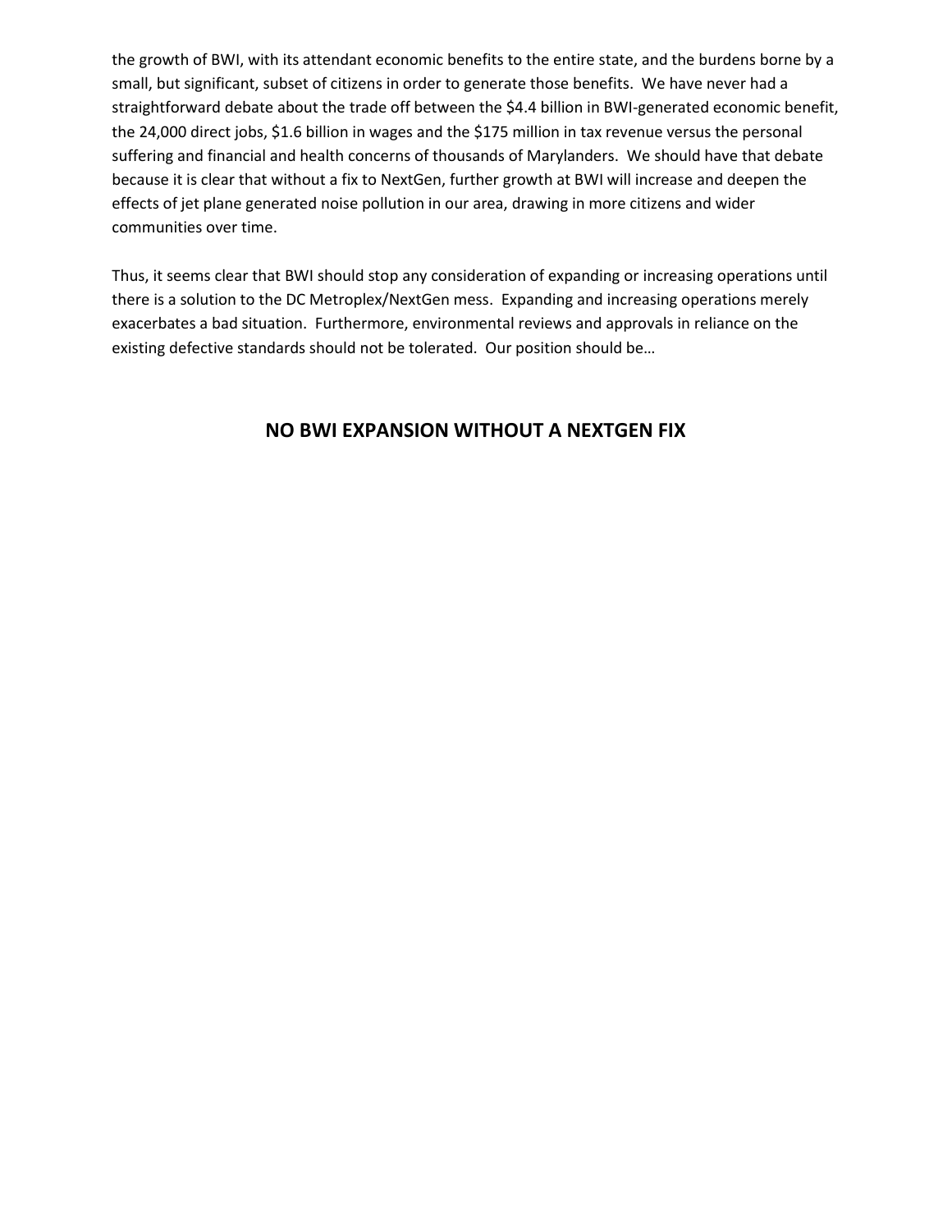the growth of BWI, with its attendant economic benefits to the entire state, and the burdens borne by a small, but significant, subset of citizens in order to generate those benefits. We have never had a straightforward debate about the trade off between the $4.4 billion in BWI-generated economic benefit, the 24,000 direct jobs, $1.6 billion in wages and the $175 million in tax revenue versus the personal suffering and financial and health concerns of thousands of Marylanders. We should have that debate because it is clear that without a fix to NextGen, further growth at BWI will increase and deepen the effects of jet plane generated noise pollution in our area, drawing in more citizens and wider communities over time.

Thus, it seems clear that BWI should stop any consideration of expanding or increasing operations until there is a solution to the DC Metroplex/NextGen mess. Expanding and increasing operations merely exacerbates a bad situation. Furthermore, environmental reviews and approvals in reliance on the existing defective standards should not be tolerated. Our position should be…

**NO BWI EXPANSION WITHOUT A NEXTGEN FIX**